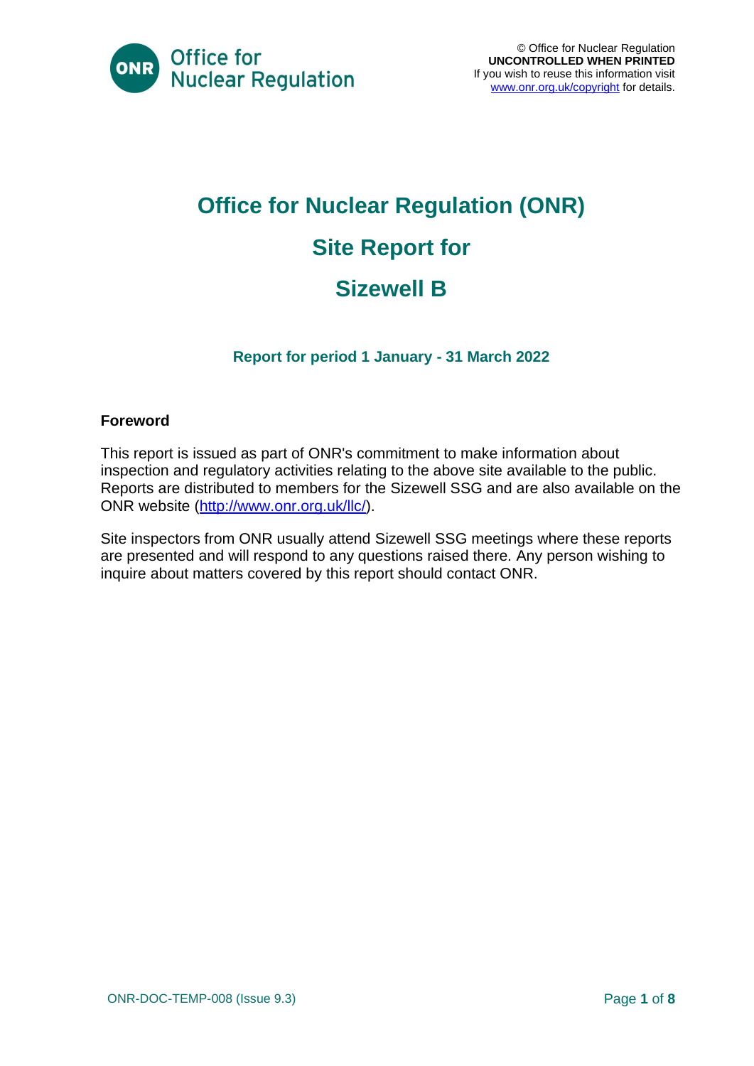# Office for Nuclear Regulation (ONR)

# Site Report for

# Sizewell B

### Report for period 1 January - 31 March 2022

**Foreword**

This report is issued as part of ONR's commitment to make information about inspection and regulatory activities relating to the above site available to the public. Reports are distributed to members for the Sizewell SSG and are also available on the ONR website (http://www.onr.org.uk/llc/).

Site inspectors from ONR usually attend Sizewell SSG meetings where these reports are presented and will respond to any questions raised there. Any person wishing to inquire about matters covered by this report should contact ONR.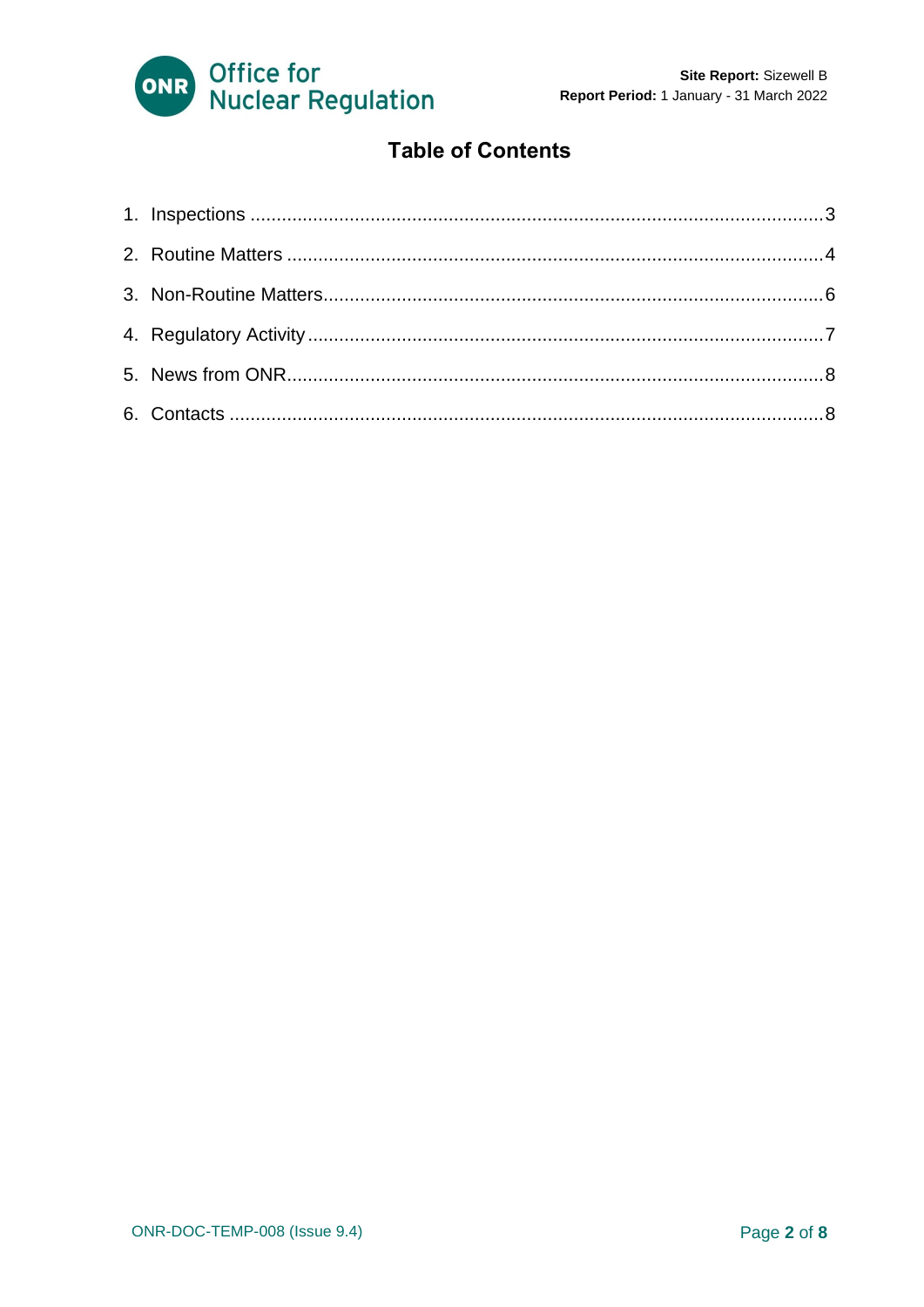# Table of Contents

1. Inspections .......... 3
2. Routine Matters .......... 4
3. Non-Routine Matters .......... 6
4. Regulatory Activity .......... 7
5. News from ONR .......... 8
6. Contacts .......... 8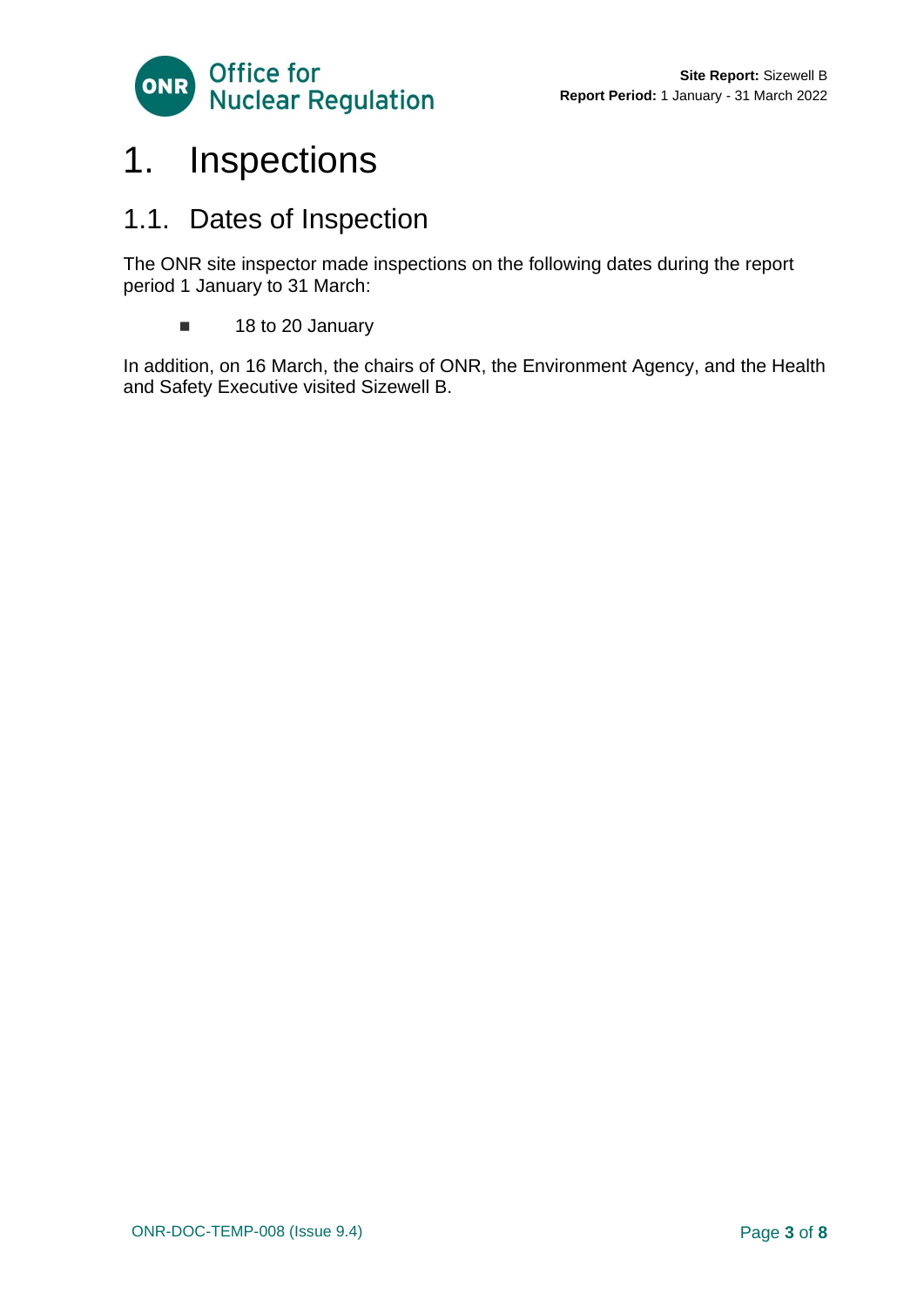# 1. Inspections

## 1.1. Dates of Inspection

The ONR site inspector made inspections on the following dates during the report period 1 January to 31 March:

- 18 to 20 January

In addition, on 16 March, the chairs of ONR, the Environment Agency, and the Health and Safety Executive visited Sizewell B.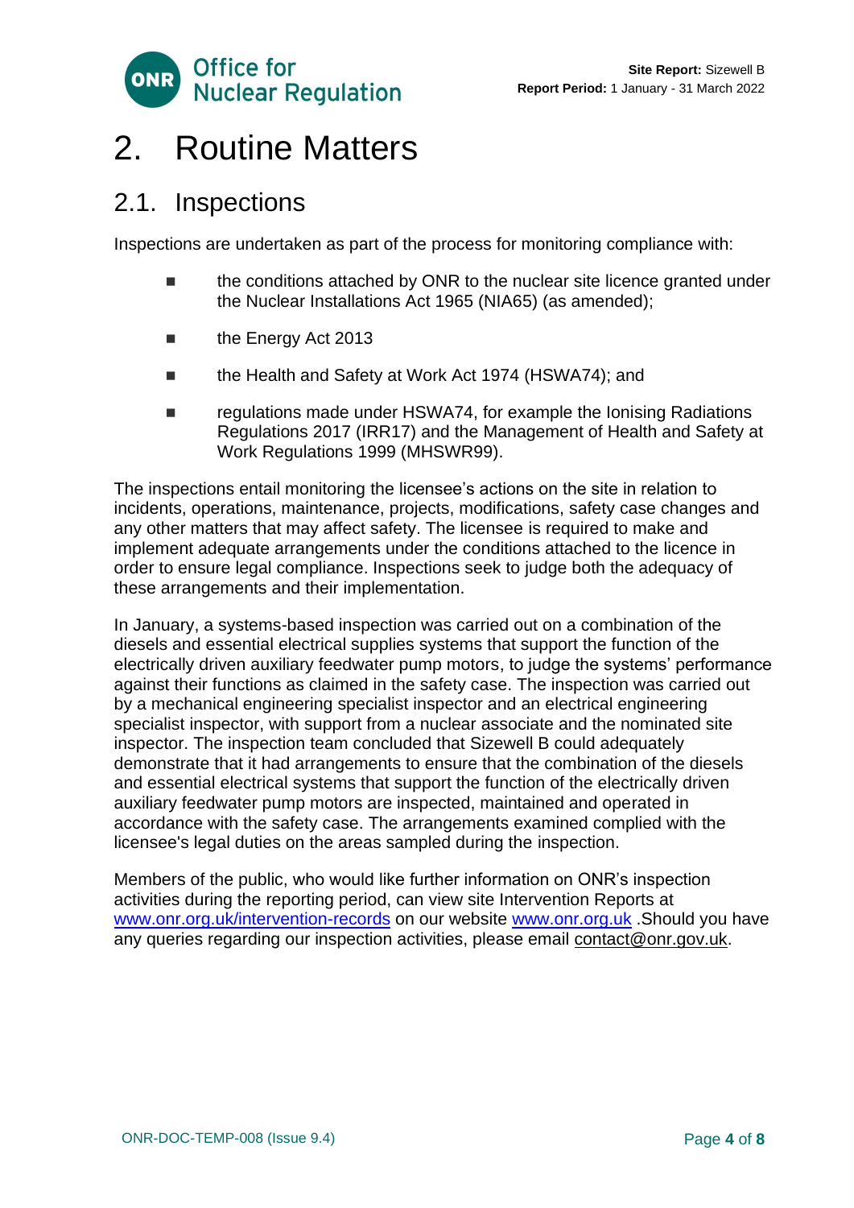// Guidelines followed: headers/footers omitted.

# 2. Routine Matters

## 2.1. Inspections

Inspections are undertaken as part of the process for monitoring compliance with:

- the conditions attached by ONR to the nuclear site licence granted under the Nuclear Installations Act 1965 (NIA65) (as amended);
- the Energy Act 2013
- the Health and Safety at Work Act 1974 (HSWA74); and
- regulations made under HSWA74, for example the Ionising Radiations Regulations 2017 (IRR17) and the Management of Health and Safety at Work Regulations 1999 (MHSWR99).

The inspections entail monitoring the licensee's actions on the site in relation to incidents, operations, maintenance, projects, modifications, safety case changes and any other matters that may affect safety. The licensee is required to make and implement adequate arrangements under the conditions attached to the licence in order to ensure legal compliance. Inspections seek to judge both the adequacy of these arrangements and their implementation.

In January, a systems-based inspection was carried out on a combination of the diesels and essential electrical supplies systems that support the function of the electrically driven auxiliary feedwater pump motors, to judge the systems' performance against their functions as claimed in the safety case. The inspection was carried out by a mechanical engineering specialist inspector and an electrical engineering specialist inspector, with support from a nuclear associate and the nominated site inspector. The inspection team concluded that Sizewell B could adequately demonstrate that it had arrangements to ensure that the combination of the diesels and essential electrical systems that support the function of the electrically driven auxiliary feedwater pump motors are inspected, maintained and operated in accordance with the safety case. The arrangements examined complied with the licensee's legal duties on the areas sampled during the inspection.

Members of the public, who would like further information on ONR's inspection activities during the reporting period, can view site Intervention Reports at www.onr.org.uk/intervention-records on our website www.onr.org.uk .Should you have any queries regarding our inspection activities, please email contact@onr.gov.uk.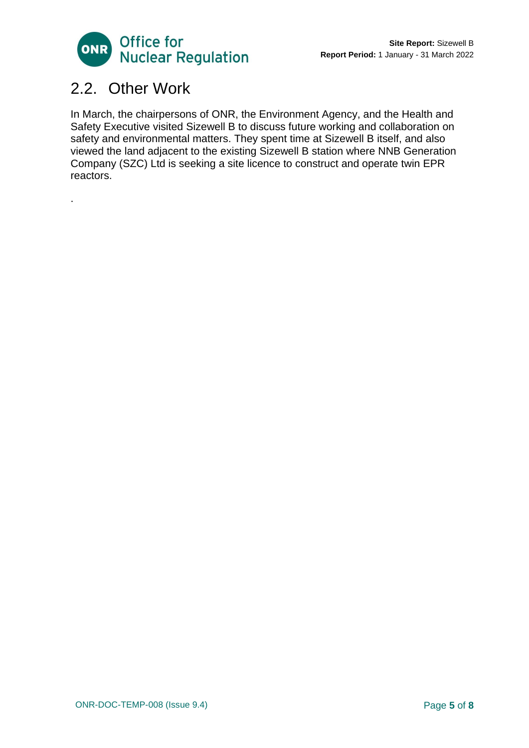## 2.2. Other Work

In March, the chairpersons of ONR, the Environment Agency, and the Health and Safety Executive visited Sizewell B to discuss future working and collaboration on safety and environmental matters. They spent time at Sizewell B itself, and also viewed the land adjacent to the existing Sizewell B station where NNB Generation Company (SZC) Ltd is seeking a site licence to construct and operate twin EPR reactors.

.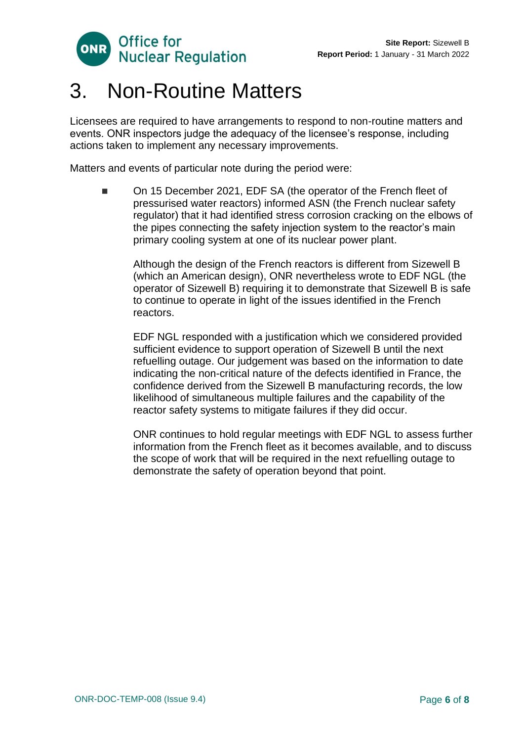# 3. Non-Routine Matters

Licensees are required to have arrangements to respond to non-routine matters and events. ONR inspectors judge the adequacy of the licensee's response, including actions taken to implement any necessary improvements.

Matters and events of particular note during the period were:

- On 15 December 2021, EDF SA (the operator of the French fleet of pressurised water reactors) informed ASN (the French nuclear safety regulator) that it had identified stress corrosion cracking on the elbows of the pipes connecting the safety injection system to the reactor's main primary cooling system at one of its nuclear power plant.

  Although the design of the French reactors is different from Sizewell B (which an American design), ONR nevertheless wrote to EDF NGL (the operator of Sizewell B) requiring it to demonstrate that Sizewell B is safe to continue to operate in light of the issues identified in the French reactors.

  EDF NGL responded with a justification which we considered provided sufficient evidence to support operation of Sizewell B until the next refuelling outage. Our judgement was based on the information to date indicating the non-critical nature of the defects identified in France, the confidence derived from the Sizewell B manufacturing records, the low likelihood of simultaneous multiple failures and the capability of the reactor safety systems to mitigate failures if they did occur.

  ONR continues to hold regular meetings with EDF NGL to assess further information from the French fleet as it becomes available, and to discuss the scope of work that will be required in the next refuelling outage to demonstrate the safety of operation beyond that point.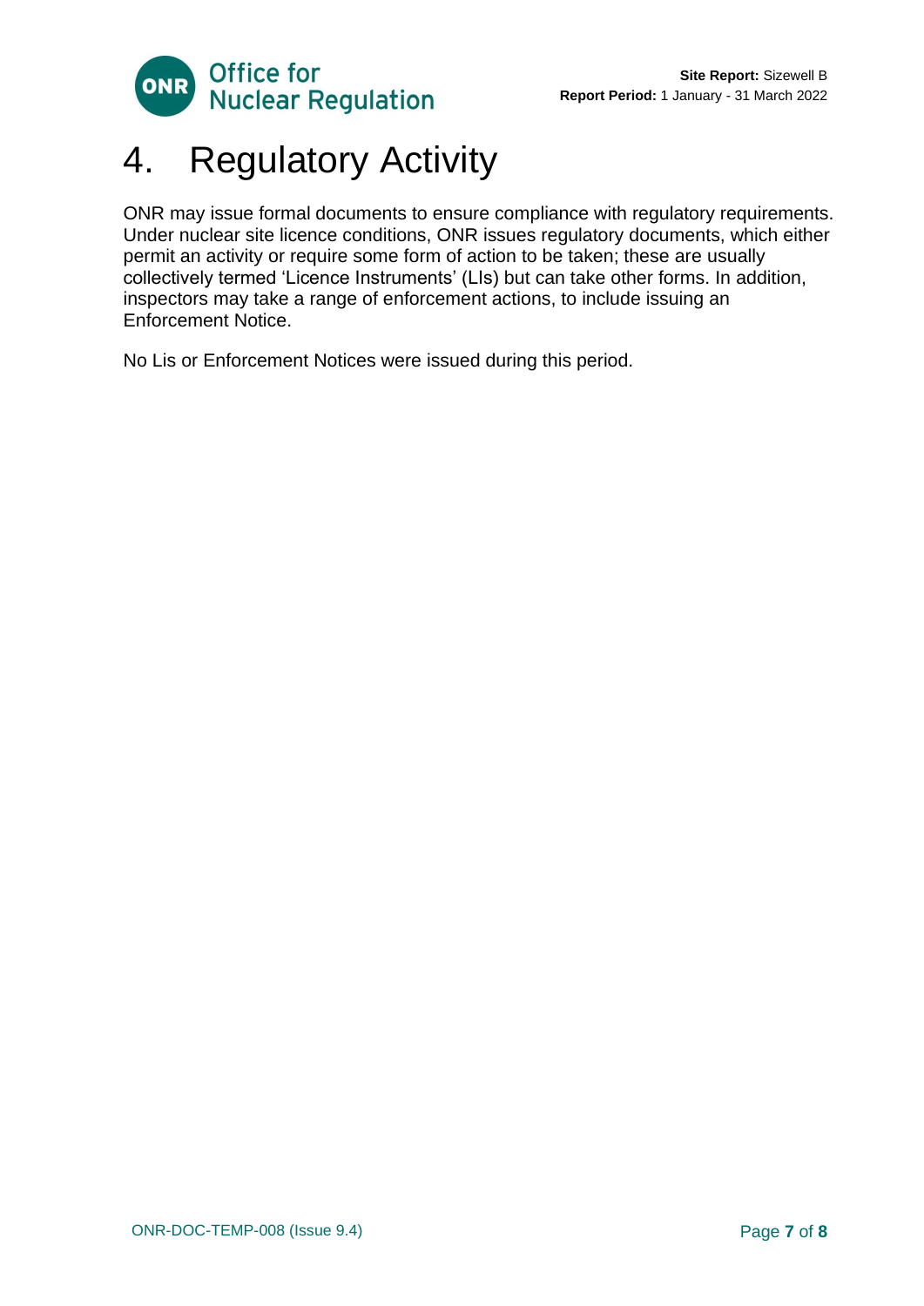# 4. Regulatory Activity

ONR may issue formal documents to ensure compliance with regulatory requirements. Under nuclear site licence conditions, ONR issues regulatory documents, which either permit an activity or require some form of action to be taken; these are usually collectively termed 'Licence Instruments' (LIs) but can take other forms. In addition, inspectors may take a range of enforcement actions, to include issuing an Enforcement Notice.

No Lis or Enforcement Notices were issued during this period.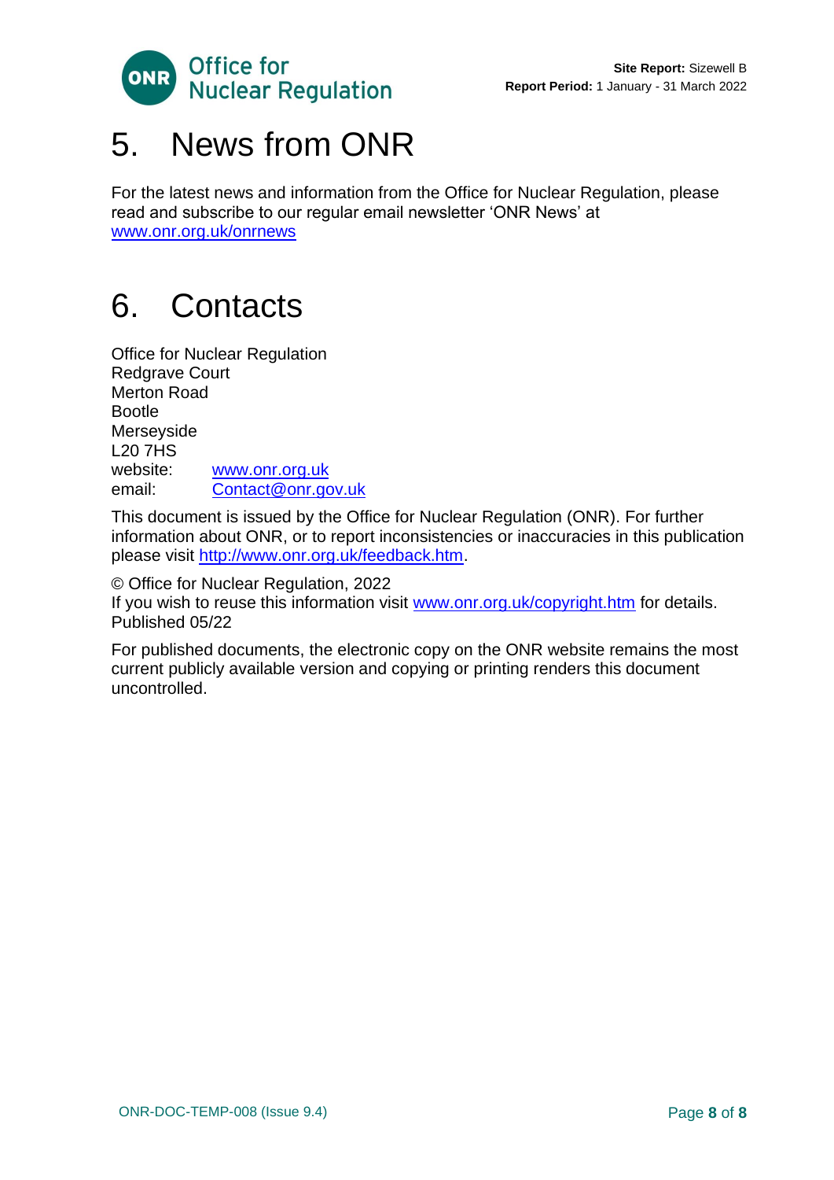# 5. News from ONR

For the latest news and information from the Office for Nuclear Regulation, please read and subscribe to our regular email newsletter 'ONR News' at www.onr.org.uk/onrnews

# 6. Contacts

Office for Nuclear Regulation
Redgrave Court
Merton Road
Bootle
Merseyside
L20 7HS
website: www.onr.org.uk
email: Contact@onr.gov.uk

This document is issued by the Office for Nuclear Regulation (ONR). For further information about ONR, or to report inconsistencies or inaccuracies in this publication please visit http://www.onr.org.uk/feedback.htm.

© Office for Nuclear Regulation, 2022
If you wish to reuse this information visit www.onr.org.uk/copyright.htm for details.
Published 05/22

For published documents, the electronic copy on the ONR website remains the most current publicly available version and copying or printing renders this document uncontrolled.